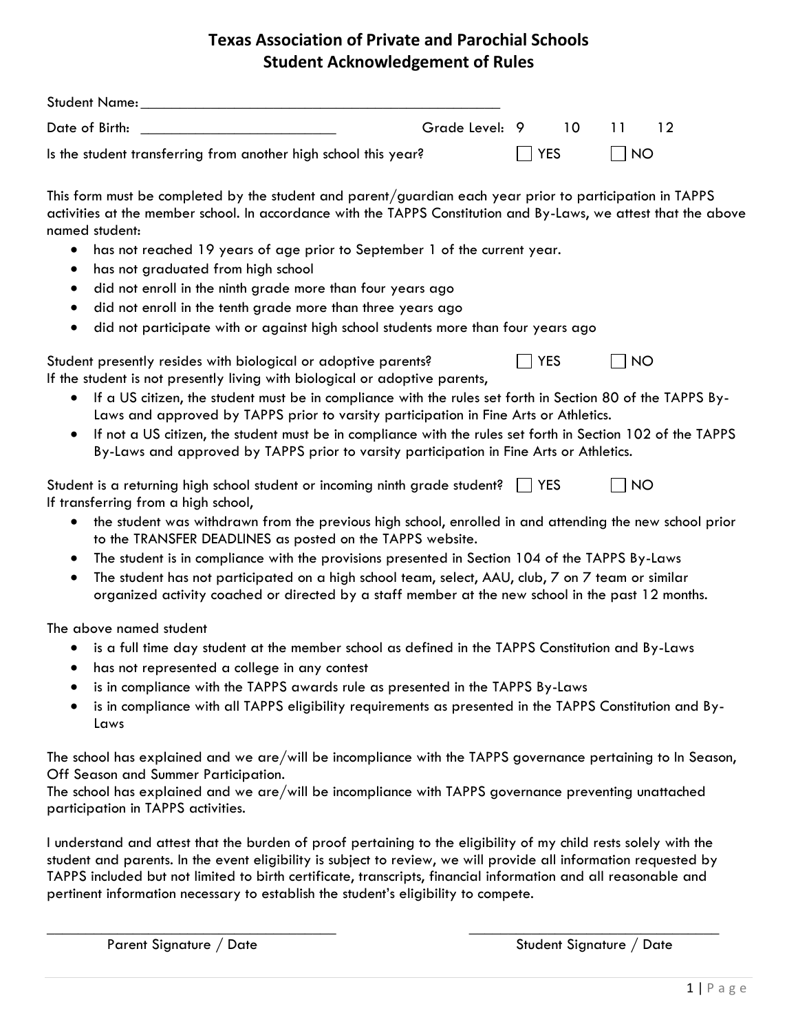# Texas Association of Private and Parochial Schools
## Student Acknowledgement of Rules

Student Name: ______________________________________________

Date of Birth: ________________________ Grade Level: 9 10 11 12

Is the student transferring from another high school this year? ☐ YES ☐ NO

This form must be completed by the student and parent/guardian each year prior to participation in TAPPS activities at the member school. In accordance with the TAPPS Constitution and By-Laws, we attest that the above named student:

- has not reached 19 years of age prior to September 1 of the current year.
- has not graduated from high school
- did not enroll in the ninth grade more than four years ago
- did not enroll in the tenth grade more than three years ago
- did not participate with or against high school students more than four years ago

Student presently resides with biological or adoptive parents? ☐ YES ☐ NO

If the student is not presently living with biological or adoptive parents,

- If a US citizen, the student must be in compliance with the rules set forth in Section 80 of the TAPPS By-Laws and approved by TAPPS prior to varsity participation in Fine Arts or Athletics.
- If not a US citizen, the student must be in compliance with the rules set forth in Section 102 of the TAPPS By-Laws and approved by TAPPS prior to varsity participation in Fine Arts or Athletics.

Student is a returning high school student or incoming ninth grade student? ☐ YES ☐ NO

If transferring from a high school,

- the student was withdrawn from the previous high school, enrolled in and attending the new school prior to the TRANSFER DEADLINES as posted on the TAPPS website.
- The student is in compliance with the provisions presented in Section 104 of the TAPPS By-Laws
- The student has not participated on a high school team, select, AAU, club, 7 on 7 team or similar organized activity coached or directed by a staff member at the new school in the past 12 months.

The above named student

- is a full time day student at the member school as defined in the TAPPS Constitution and By-Laws
- has not represented a college in any contest
- is in compliance with the TAPPS awards rule as presented in the TAPPS By-Laws
- is in compliance with all TAPPS eligibility requirements as presented in the TAPPS Constitution and By-Laws

The school has explained and we are/will be incompliance with the TAPPS governance pertaining to In Season, Off Season and Summer Participation.

The school has explained and we are/will be incompliance with TAPPS governance preventing unattached participation in TAPPS activities.

I understand and attest that the burden of proof pertaining to the eligibility of my child rests solely with the student and parents. In the event eligibility is subject to review, we will provide all information requested by TAPPS included but not limited to birth certificate, transcripts, financial information and all reasonable and pertinent information necessary to establish the student's eligibility to compete.

___________________________________ ___________________________________

Parent Signature / Date Student Signature / Date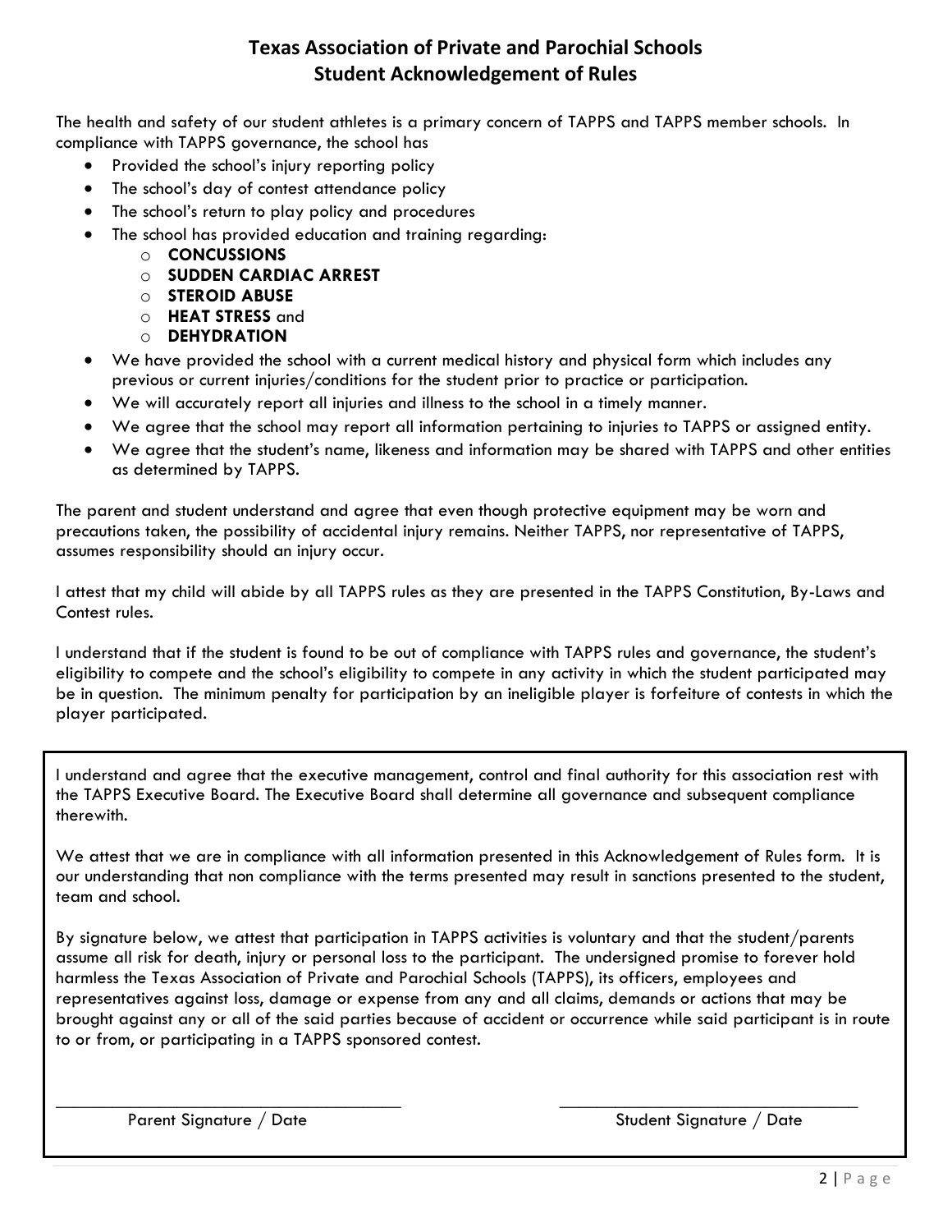## Texas Association of Private and Parochial Schools
## Student Acknowledgement of Rules

The health and safety of our student athletes is a primary concern of TAPPS and TAPPS member schools. In compliance with TAPPS governance, the school has

- Provided the school's injury reporting policy
- The school's day of contest attendance policy
- The school's return to play policy and procedures
- The school has provided education and training regarding:
  - **CONCUSSIONS**
  - **SUDDEN CARDIAC ARREST**
  - **STEROID ABUSE**
  - **HEAT STRESS** and
  - **DEHYDRATION**
- We have provided the school with a current medical history and physical form which includes any previous or current injuries/conditions for the student prior to practice or participation.
- We will accurately report all injuries and illness to the school in a timely manner.
- We agree that the school may report all information pertaining to injuries to TAPPS or assigned entity.
- We agree that the student's name, likeness and information may be shared with TAPPS and other entities as determined by TAPPS.

The parent and student understand and agree that even though protective equipment may be worn and precautions taken, the possibility of accidental injury remains. Neither TAPPS, nor representative of TAPPS, assumes responsibility should an injury occur.

I attest that my child will abide by all TAPPS rules as they are presented in the TAPPS Constitution, By-Laws and Contest rules.

I understand that if the student is found to be out of compliance with TAPPS rules and governance, the student's eligibility to compete and the school's eligibility to compete in any activity in which the student participated may be in question. The minimum penalty for participation by an ineligible player is forfeiture of contests in which the player participated.

I understand and agree that the executive management, control and final authority for this association rest with the TAPPS Executive Board. The Executive Board shall determine all governance and subsequent compliance therewith.

We attest that we are in compliance with all information presented in this Acknowledgement of Rules form. It is our understanding that non compliance with the terms presented may result in sanctions presented to the student, team and school.

By signature below, we attest that participation in TAPPS activities is voluntary and that the student/parents assume all risk for death, injury or personal loss to the participant. The undersigned promise to forever hold harmless the Texas Association of Private and Parochial Schools (TAPPS), its officers, employees and representatives against loss, damage or expense from any and all claims, demands or actions that may be brought against any or all of the said parties because of accident or occurrence while said participant is in route to or from, or participating in a TAPPS sponsored contest.

_______________________________________ Parent Signature / Date

_______________________________________ Student Signature / Date